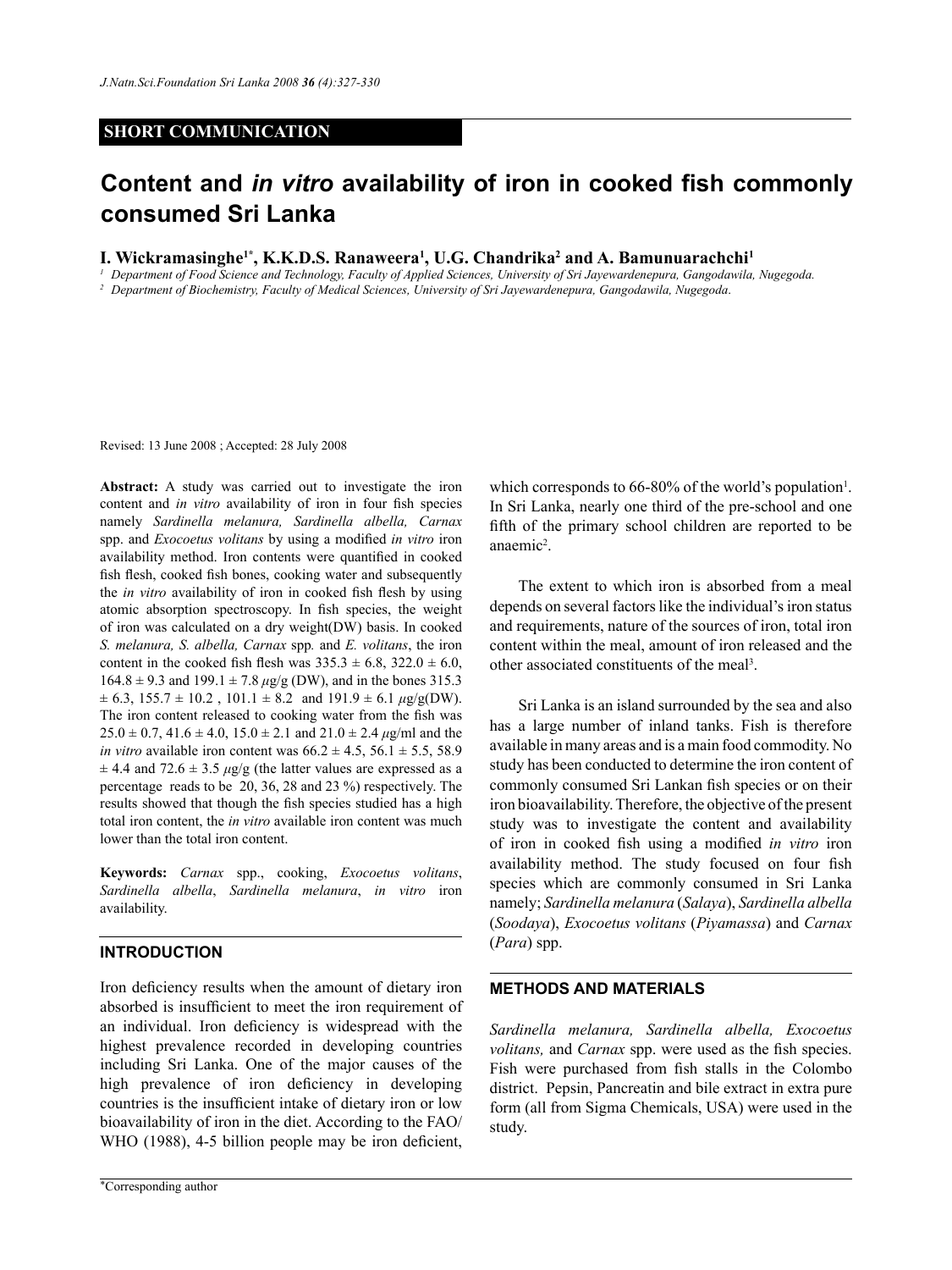**SHORT COMMUNICATION**

# Content and *in vitro* availability of iron in cooked fish commonly consumed Sri Lanka

**I. Wickramasinghe[1*], K.K.D.S. Ranaweera[1], U.G. Chandrika[2] and A. Bamunuarachchi[1]**

[1] Department of Food Science and Technology, Faculty of Applied Sciences, University of Sri Jayewardenepura, Gangodawila, Nugegoda.

[2] Department of Biochemistry, Faculty of Medical Sciences, University of Sri Jayewardenepura, Gangodawila, Nugegoda.

Revised: 13 June 2008 ; Accepted: 28 July 2008

**Abstract:** A study was carried out to investigate the iron content and *in vitro* availability of iron in four fish species namely *Sardinella melanura, Sardinella albella, Carnax* spp. and *Exocoetus volitans* by using a modified *in vitro* iron availability method. Iron contents were quantified in cooked fish flesh, cooked fish bones, cooking water and subsequently the *in vitro* availability of iron in cooked fish flesh by using atomic absorption spectroscopy. In fish species, the weight of iron was calculated on a dry weight(DW) basis. In cooked *S. melanura, S. albella, Carnax* spp. and *E. volitans*, the iron content in the cooked fish flesh was 335.3 ± 6.8, 322.0 ± 6.0, 164.8 ± 9.3 and 199.1 ± 7.8 $\mu$g/g (DW), and in the bones 315.3 ± 6.3, 155.7 ± 10.2 , 101.1 ± 8.2 and 191.9 ± 6.1 $\mu$g/g(DW). The iron content released to cooking water from the fish was 25.0 ± 0.7, 41.6 ± 4.0, 15.0 ± 2.1 and 21.0 ± 2.4 $\mu$g/ml and the *in vitro* available iron content was 66.2 ± 4.5, 56.1 ± 5.5, 58.9 ± 4.4 and 72.6 ± 3.5 $\mu$g/g (the latter values are expressed as a percentage reads to be 20, 36, 28 and 23 %) respectively. The results showed that though the fish species studied has a high total iron content, the *in vitro* available iron content was much lower than the total iron content.

**Keywords:** *Carnax* spp., cooking, *Exocoetus volitans*, *Sardinella albella*, *Sardinella melanura*, *in vitro* iron availability.

## INTRODUCTION

Iron deficiency results when the amount of dietary iron absorbed is insufficient to meet the iron requirement of an individual. Iron deficiency is widespread with the highest prevalence recorded in developing countries including Sri Lanka. One of the major causes of the high prevalence of iron deficiency in developing countries is the insufficient intake of dietary iron or low bioavailability of iron in the diet. According to the FAO/ WHO (1988), 4-5 billion people may be iron deficient, which corresponds to 66-80% of the world's population[1]. In Sri Lanka, nearly one third of the pre-school and one fifth of the primary school children are reported to be anaemic[2].

The extent to which iron is absorbed from a meal depends on several factors like the individual's iron status and requirements, nature of the sources of iron, total iron content within the meal, amount of iron released and the other associated constituents of the meal[3].

Sri Lanka is an island surrounded by the sea and also has a large number of inland tanks. Fish is therefore available in many areas and is a main food commodity. No study has been conducted to determine the iron content of commonly consumed Sri Lankan fish species or on their iron bioavailability. Therefore, the objective of the present study was to investigate the content and availability of iron in cooked fish using a modified *in vitro* iron availability method. The study focused on four fish species which are commonly consumed in Sri Lanka namely; *Sardinella melanura* (*Salaya*), *Sardinella albella* (*Soodaya*), *Exocoetus volitans* (*Piyamassa*) and *Carnax* (*Para*) spp.

## METHODS AND MATERIALS

*Sardinella melanura, Sardinella albella, Exocoetus volitans,* and *Carnax* spp. were used as the fish species. Fish were purchased from fish stalls in the Colombo district. Pepsin, Pancreatin and bile extract in extra pure form (all from Sigma Chemicals, USA) were used in the study.

*Corresponding author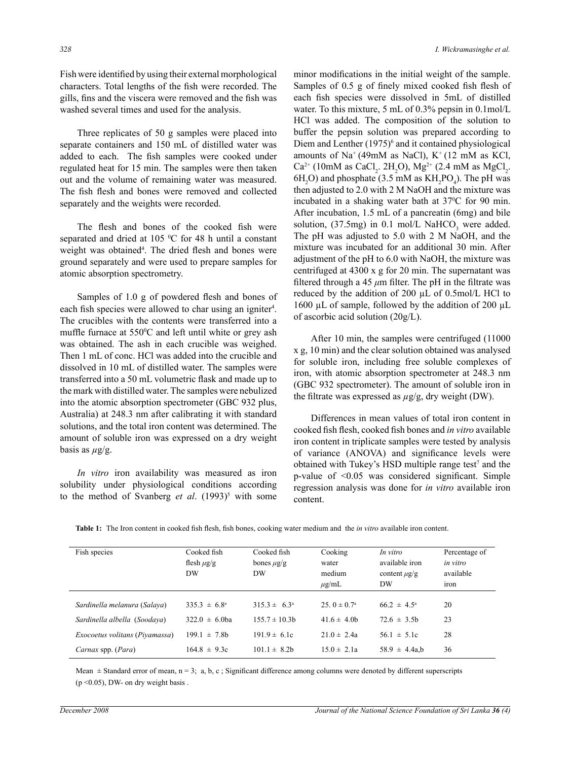Fish were identified by using their external morphological characters. Total lengths of the fish were recorded. The gills, fins and the viscera were removed and the fish was washed several times and used for the analysis.

Three replicates of 50 g samples were placed into separate containers and 150 mL of distilled water was added to each. The fish samples were cooked under regulated heat for 15 min. The samples were then taken out and the volume of remaining water was measured. The fish flesh and bones were removed and collected separately and the weights were recorded.

The flesh and bones of the cooked fish were separated and dried at 105 $^0$C for 48 h until a constant weight was obtained[4]. The dried flesh and bones were ground separately and were used to prepare samples for atomic absorption spectrometry.

Samples of 1.0 g of powdered flesh and bones of each fish species were allowed to char using an igniter[4]. The crucibles with the contents were transferred into a muffle furnace at 550$^0$C and left until white or grey ash was obtained. The ash in each crucible was weighed. Then 1 mL of conc. HCl was added into the crucible and dissolved in 10 mL of distilled water. The samples were transferred into a 50 mL volumetric flask and made up to the mark with distilled water. The samples were nebulized into the atomic absorption spectrometer (GBC 932 plus, Australia) at 248.3 nm after calibrating it with standard solutions, and the total iron content was determined. The amount of soluble iron was expressed on a dry weight basis as $\mu$g/g.

*In vitro* iron availability was measured as iron solubility under physiological conditions according to the method of Svanberg *et al*. (1993)[5] with some minor modifications in the initial weight of the sample. Samples of 0.5 g of finely mixed cooked fish flesh of each fish species were dissolved in 5mL of distilled water. To this mixture, 5 mL of 0.3% pepsin in 0.1mol/L HCl was added. The composition of the solution to buffer the pepsin solution was prepared according to Diem and Lenther (1975)[6] and it contained physiological amounts of $Na^+$ (49mM as NaCl), $K^+$ (12 mM as KCl, $Ca^{2+}$ (10mM as $CaCl_2 . 2H_2O$), $Mg^{2+}$ (2.4 mM as $MgCl_2 . 6H_2O$) and phosphate (3.5 mM as $KH_2PO_4$). The pH was then adjusted to 2.0 with 2 M NaOH and the mixture was incubated in a shaking water bath at 37$^0$C for 90 min. After incubation, 1.5 mL of a pancreatin (6mg) and bile solution, (37.5mg) in 0.1 mol/L $NaHCO_3$ were added. The pH was adjusted to 5.0 with 2 M NaOH, and the mixture was incubated for an additional 30 min. After adjustment of the pH to 6.0 with NaOH, the mixture was centrifuged at 4300 x g for 20 min. The supernatant was filtered through a 45 $\mu$m filter. The pH in the filtrate was reduced by the addition of 200 µL of 0.5mol/L HCl to 1600 µL of sample, followed by the addition of 200 µL of ascorbic acid solution (20g/L).

After 10 min, the samples were centrifuged (11000 x g, 10 min) and the clear solution obtained was analysed for soluble iron, including free soluble complexes of iron, with atomic absorption spectrometer at 248.3 nm (GBC 932 spectrometer). The amount of soluble iron in the filtrate was expressed as $\mu$g/g, dry weight (DW).

Differences in mean values of total iron content in cooked fish flesh, cooked fish bones and *in vitro* available iron content in triplicate samples were tested by analysis of variance (ANOVA) and significance levels were obtained with Tukey's HSD multiple range test[7] and the p-value of <0.05 was considered significant. Simple regression analysis was done for *in vitro* available iron content.

**Table 1:** The Iron content in cooked fish flesh, fish bones, cooking water medium and the *in vitro* available iron content.

| Fish species | Cooked fish flesh $\mu$g/g DW | Cooked fish bones $\mu$g/g DW | Cooking water medium $\mu$g/mL | *In vitro* available iron content $\mu$g/g DW | Percentage of *in vitro* available iron |
|---|---|---|---|---|---|
| *Sardinella melanura* (*Salaya*) | 335.3 ± 6.8$^a$ | 315.3 ± 6.3$^a$ | 25. 0 ± 0.7$^a$ | 66.2 ± 4.5$^a$ | 20 |
| *Sardinella albella* (*Soodaya*) | 322.0 ± 6.0ba | 155.7 ± 10.3b | 41.6 ± 4.0b | 72.6 ± 3.5b | 23 |
| *Exocoetus volitans* (*Piyamassa*) | 199.1 ± 7.8b | 191.9 ± 6.1c | 21.0 ± 2.4a | 56.1 ± 5.1c | 28 |
| *Carnax* spp. (*Para*) | 164.8 ± 9.3c | 101.1 ± 8.2b | 15.0 ± 2.1a | 58.9 ± 4.4a,b | 36 |

Mean ± Standard error of mean, n = 3; a, b, c ; Significant difference among columns were denoted by different superscripts ($p$ <0.05), DW- on dry weight basis .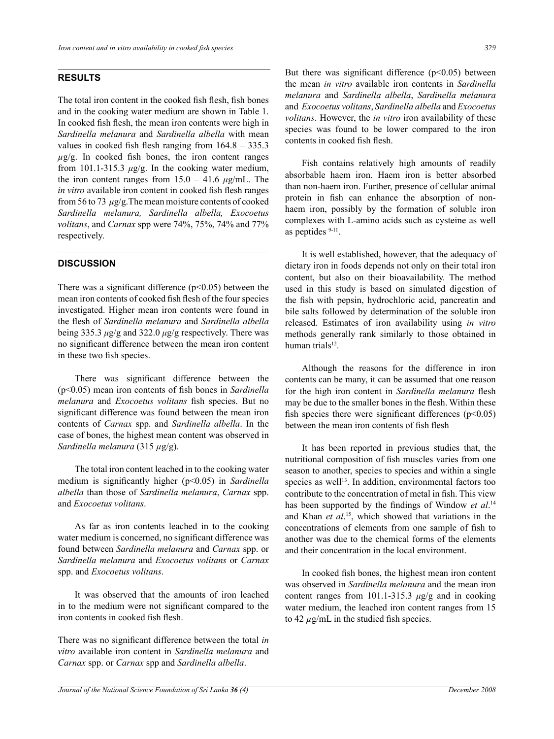## RESULTS

The total iron content in the cooked fish flesh, fish bones and in the cooking water medium are shown in Table 1. In cooked fish flesh, the mean iron contents were high in *Sardinella melanura* and *Sardinella albella* with mean values in cooked fish flesh ranging from 164.8 – 335.3 $\mu$g/g. In cooked fish bones, the iron content ranges from 101.1-315.3 $\mu$g/g. In the cooking water medium, the iron content ranges from 15.0 – 41.6 $\mu$g/mL. The *in vitro* available iron content in cooked fish flesh ranges from 56 to 73 $\mu$g/g. The mean moisture contents of cooked *Sardinella melanura, Sardinella albella, Exocoetus volitans*, and *Carnax* spp were 74%, 75%, 74% and 77% respectively.

## DISCUSSION

There was a significant difference ($p<0.05$) between the mean iron contents of cooked fish flesh of the four species investigated. Higher mean iron contents were found in the flesh of *Sardinella melanura* and *Sardinella albella* being 335.3 $\mu$g/g and 322.0 $\mu$g/g respectively. There was no significant difference between the mean iron content in these two fish species.

There was significant difference between the ($p<0.05$) mean iron contents of fish bones in *Sardinella melanura* and *Exocoetus volitans* fish species. But no significant difference was found between the mean iron contents of *Carnax* spp. and *Sardinella albella*. In the case of bones, the highest mean content was observed in *Sardinella melanura* (315 $\mu$g/g).

The total iron content leached in to the cooking water medium is significantly higher ($p<0.05$) in *Sardinella albella* than those of *Sardinella melanura*, *Carnax* spp. and *Exocoetus volitans*.

As far as iron contents leached in to the cooking water medium is concerned, no significant difference was found between *Sardinella melanura* and *Carnax* spp. or *Sardinella melanura* and *Exocoetus volitans* or *Carnax* spp. and *Exocoetus volitans*.

It was observed that the amounts of iron leached in to the medium were not significant compared to the iron contents in cooked fish flesh.

There was no significant difference between the total *in vitro* available iron content in *Sardinella melanura* and *Carnax* spp. or *Carnax* spp and *Sardinella albella*. But there was significant difference ($p<0.05$) between the mean *in vitro* available iron contents in *Sardinella melanura* and *Sardinella albella*, *Sardinella melanura* and *Exocoetus volitans*, *Sardinella albella* and *Exocoetus volitans*. However, the *in vitro* iron availability of these species was found to be lower compared to the iron contents in cooked fish flesh.

Fish contains relatively high amounts of readily absorbable haem iron. Haem iron is better absorbed than non-haem iron. Further, presence of cellular animal protein in fish can enhance the absorption of non-haem iron, possibly by the formation of soluble iron complexes with L-amino acids such as cysteine as well as peptides [9-11].

It is well established, however, that the adequacy of dietary iron in foods depends not only on their total iron content, but also on their bioavailability. The method used in this study is based on simulated digestion of the fish with pepsin, hydrochloric acid, pancreatin and bile salts followed by determination of the soluble iron released. Estimates of iron availability using *in vitro* methods generally rank similarly to those obtained in human trials[12].

Although the reasons for the difference in iron contents can be many, it can be assumed that one reason for the high iron content in *Sardinella melanura* flesh may be due to the smaller bones in the flesh. Within these fish species there were significant differences ($p<0.05$) between the mean iron contents of fish flesh

It has been reported in previous studies that, the nutritional composition of fish muscles varies from one season to another, species to species and within a single species as well[13]. In addition, environmental factors too contribute to the concentration of metal in fish. This view has been supported by the findings of Window *et al*.[14] and Khan *et al*.[15], which showed that variations in the concentrations of elements from one sample of fish to another was due to the chemical forms of the elements and their concentration in the local environment.

In cooked fish bones, the highest mean iron content was observed in *Sardinella melanura* and the mean iron content ranges from 101.1-315.3 $\mu$g/g and in cooking water medium, the leached iron content ranges from 15 to 42 $\mu$g/mL in the studied fish species.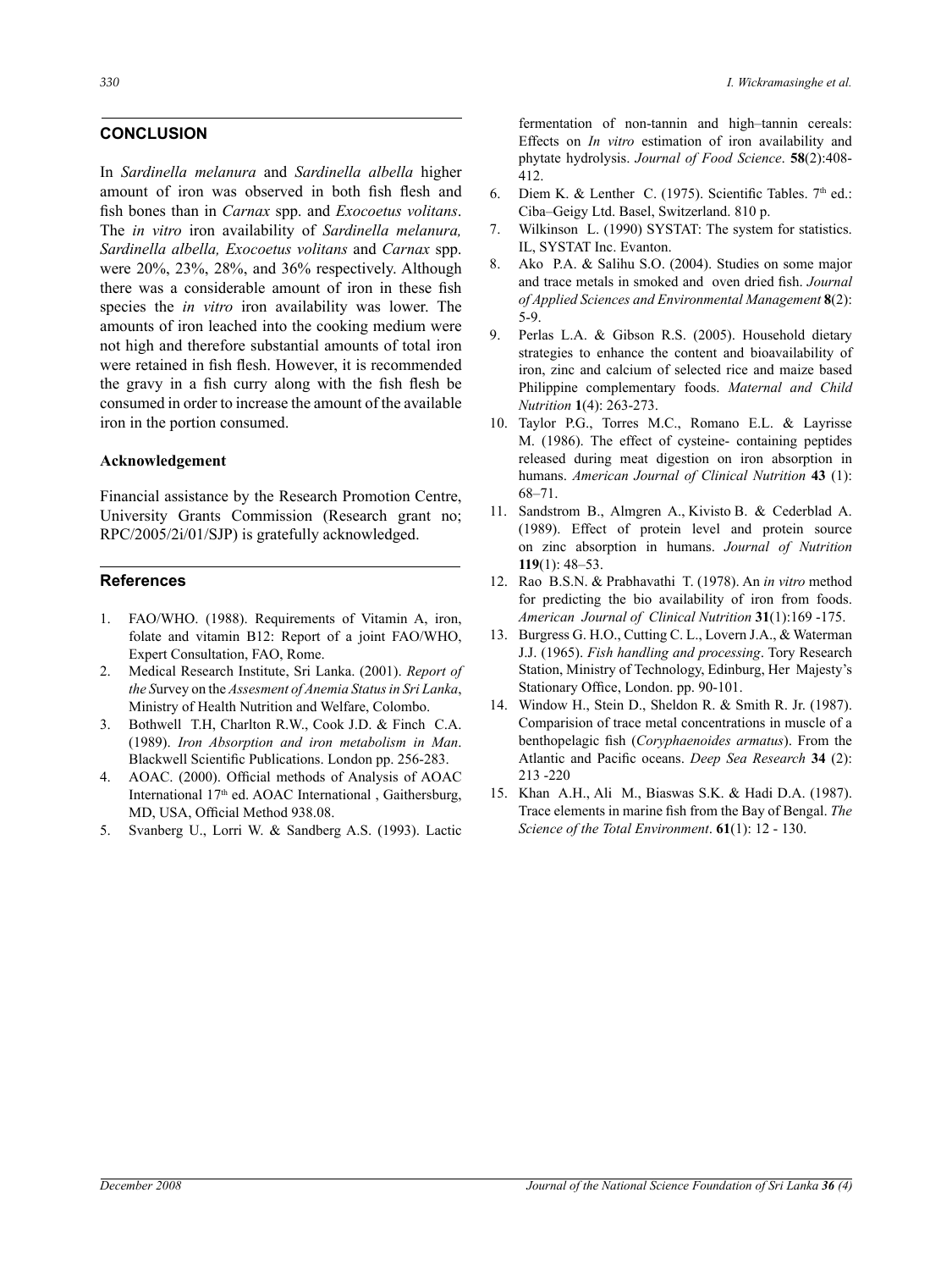## CONCLUSION

In *Sardinella melanura* and *Sardinella albella* higher amount of iron was observed in both fish flesh and fish bones than in *Carnax* spp. and *Exocoetus volitans*. The *in vitro* iron availability of *Sardinella melanura, Sardinella albella, Exocoetus volitans* and *Carnax* spp. were 20%, 23%, 28%, and 36% respectively. Although there was a considerable amount of iron in these fish species the *in vitro* iron availability was lower. The amounts of iron leached into the cooking medium were not high and therefore substantial amounts of total iron were retained in fish flesh. However, it is recommended the gravy in a fish curry along with the fish flesh be consumed in order to increase the amount of the available iron in the portion consumed.

### Acknowledgement

Financial assistance by the Research Promotion Centre, University Grants Commission (Research grant no; RPC/2005/2i/01/SJP) is gratefully acknowledged.

## References

1. FAO/WHO. (1988). Requirements of Vitamin A, iron, folate and vitamin B12: Report of a joint FAO/WHO, Expert Consultation, FAO, Rome.
2. Medical Research Institute, Sri Lanka. (2001). *Report of the S*urvey on the *Assesment of Anemia Status in Sri Lanka*, Ministry of Health Nutrition and Welfare, Colombo.
3. Bothwell T.H, Charlton R.W., Cook J.D. & Finch C.A. (1989). *Iron Absorption and iron metabolism in Man*. Blackwell Scientific Publications. London pp. 256-283.
4. AOAC. (2000). Official methods of Analysis of AOAC International 17th ed. AOAC International , Gaithersburg, MD, USA, Official Method 938.08.
5. Svanberg U., Lorri W. & Sandberg A.S. (1993). Lactic fermentation of non-tannin and high–tannin cereals: Effects on *In vitro* estimation of iron availability and phytate hydrolysis. *Journal of Food Science*. **58**(2):408-412.
6. Diem K. & Lenther C. (1975). Scientific Tables. 7th ed.: Ciba–Geigy Ltd. Basel, Switzerland. 810 p.
7. Wilkinson L. (1990) SYSTAT: The system for statistics. IL, SYSTAT Inc. Evanton.
8. Ako P.A. & Salihu S.O. (2004). Studies on some major and trace metals in smoked and oven dried fish. *Journal of Applied Sciences and Environmental Management* **8**(2): 5-9.
9. Perlas L.A. & Gibson R.S. (2005). Household dietary strategies to enhance the content and bioavailability of iron, zinc and calcium of selected rice and maize based Philippine complementary foods. *Maternal and Child Nutrition* **1**(4): 263-273.
10. Taylor P.G., Torres M.C., Romano E.L. & Layrisse M. (1986). The effect of cysteine- containing peptides released during meat digestion on iron absorption in humans. *American Journal of Clinical Nutrition* **43** (1): 68–71.
11. Sandstrom B., Almgren A., Kivisto B. & Cederblad A. (1989). Effect of protein level and protein source on zinc absorption in humans. *Journal of Nutrition* **119**(1): 48–53.
12. Rao B.S.N. & Prabhavathi T. (1978). An *in vitro* method for predicting the bio availability of iron from foods. *American Journal of Clinical Nutrition* **31**(1):169 -175.
13. Burgress G. H.O., Cutting C. L., Lovern J.A., & Waterman J.J. (1965). *Fish handling and processing*. Tory Research Station, Ministry of Technology, Edinburg, Her Majesty's Stationary Office, London. pp. 90-101.
14. Window H., Stein D., Sheldon R. & Smith R. Jr. (1987). Comparision of trace metal concentrations in muscle of a benthopelagic fish (*Coryphaenoides armatus*). From the Atlantic and Pacific oceans. *Deep Sea Research* **34** (2): 213 -220
15. Khan A.H., Ali M., Biaswas S.K. & Hadi D.A. (1987). Trace elements in marine fish from the Bay of Bengal. *The Science of the Total Environment*. **61**(1): 12 - 130.